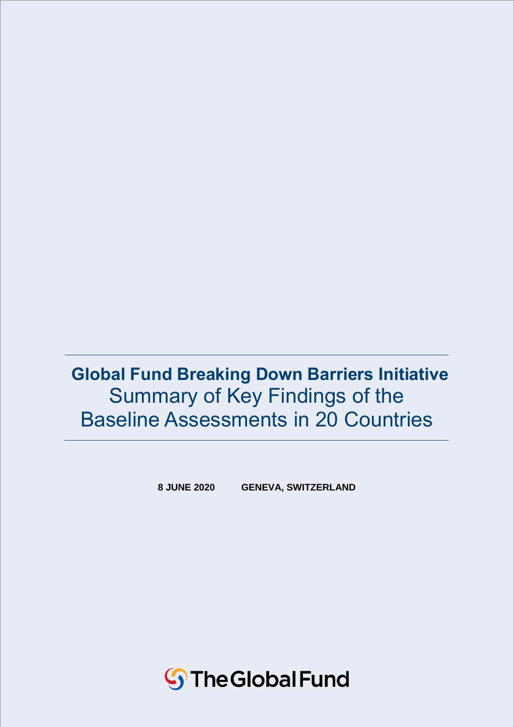# Global Fund Breaking Down Barriers Initiative

## Summary of Key Findings of the Baseline Assessments in 20 Countries

**8 JUNE 2020 GENEVA, SWITZERLAND**

The Global Fund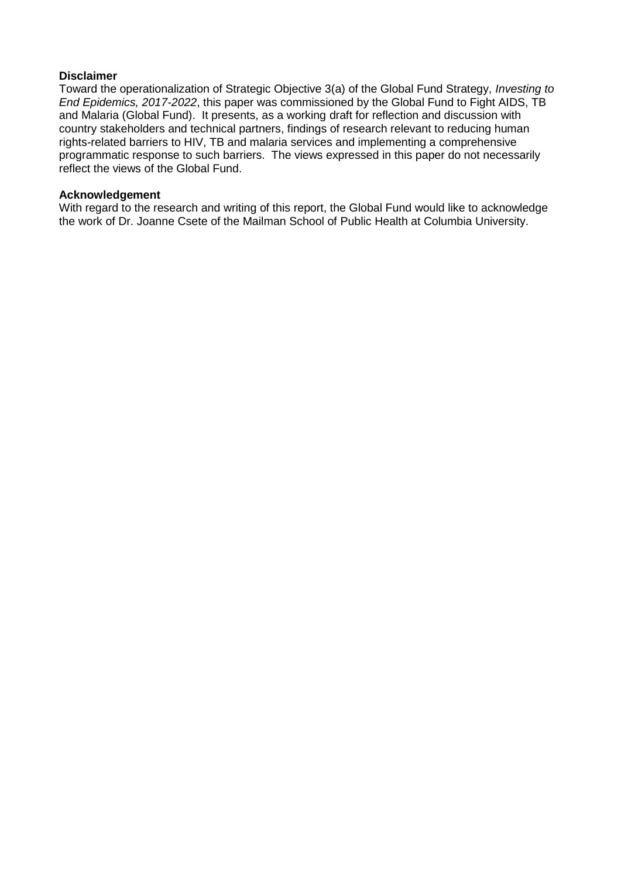**Disclaimer**
Toward the operationalization of Strategic Objective 3(a) of the Global Fund Strategy, *Investing to End Epidemics, 2017-2022*, this paper was commissioned by the Global Fund to Fight AIDS, TB and Malaria (Global Fund). It presents, as a working draft for reflection and discussion with country stakeholders and technical partners, findings of research relevant to reducing human rights-related barriers to HIV, TB and malaria services and implementing a comprehensive programmatic response to such barriers. The views expressed in this paper do not necessarily reflect the views of the Global Fund.

**Acknowledgement**
With regard to the research and writing of this report, the Global Fund would like to acknowledge the work of Dr. Joanne Csete of the Mailman School of Public Health at Columbia University.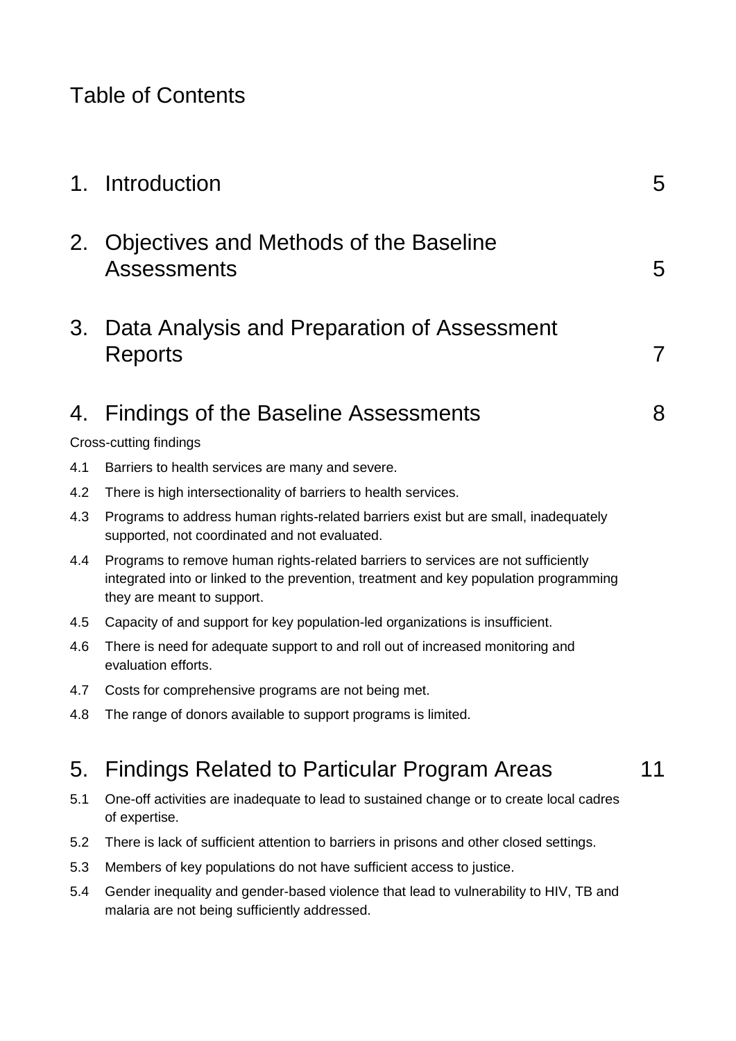# Table of Contents

| | | |
|---|---|---|
| 1. | Introduction | 5 |
| 2. | Objectives and Methods of the Baseline Assessments | 5 |
| 3. | Data Analysis and Preparation of Assessment Reports | 7 |
| 4. | Findings of the Baseline Assessments | 8 |

Cross-cutting findings

| | |
|---|---|
| 4.1 | Barriers to health services are many and severe. |
| 4.2 | There is high intersectionality of barriers to health services. |
| 4.3 | Programs to address human rights-related barriers exist but are small, inadequately supported, not coordinated and not evaluated. |
| 4.4 | Programs to remove human rights-related barriers to services are not sufficiently integrated into or linked to the prevention, treatment and key population programming they are meant to support. |
| 4.5 | Capacity of and support for key population-led organizations is insufficient. |
| 4.6 | There is need for adequate support to and roll out of increased monitoring and evaluation efforts. |
| 4.7 | Costs for comprehensive programs are not being met. |
| 4.8 | The range of donors available to support programs is limited. |

| | | |
|---|---|---|
| 5. | Findings Related to Particular Program Areas | 11 |

| | |
|---|---|
| 5.1 | One-off activities are inadequate to lead to sustained change or to create local cadres of expertise. |
| 5.2 | There is lack of sufficient attention to barriers in prisons and other closed settings. |
| 5.3 | Members of key populations do not have sufficient access to justice. |
| 5.4 | Gender inequality and gender-based violence that lead to vulnerability to HIV, TB and malaria are not being sufficiently addressed. |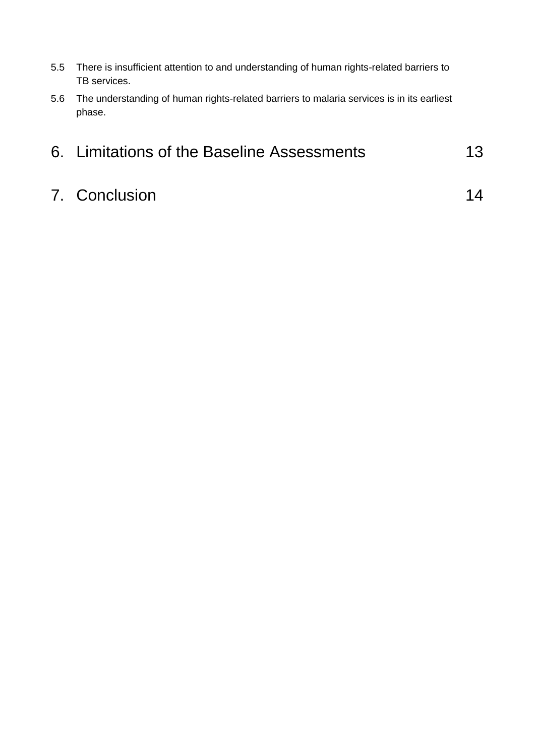5.5 There is insufficient attention to and understanding of human rights-related barriers to TB services.

5.6 The understanding of human rights-related barriers to malaria services is in its earliest phase.

6. Limitations of the Baseline Assessments 13

7. Conclusion 14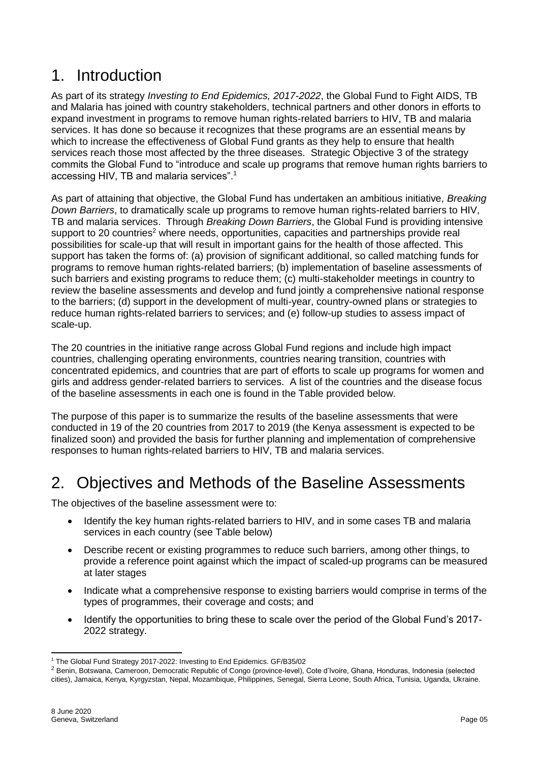# 1. Introduction

As part of its strategy *Investing to End Epidemics, 2017-2022*, the Global Fund to Fight AIDS, TB and Malaria has joined with country stakeholders, technical partners and other donors in efforts to expand investment in programs to remove human rights-related barriers to HIV, TB and malaria services. It has done so because it recognizes that these programs are an essential means by which to increase the effectiveness of Global Fund grants as they help to ensure that health services reach those most affected by the three diseases. Strategic Objective 3 of the strategy commits the Global Fund to "introduce and scale up programs that remove human rights barriers to accessing HIV, TB and malaria services".[1]

As part of attaining that objective, the Global Fund has undertaken an ambitious initiative, *Breaking Down Barriers*, to dramatically scale up programs to remove human rights-related barriers to HIV, TB and malaria services. Through *Breaking Down Barriers*, the Global Fund is providing intensive support to 20 countries[2] where needs, opportunities, capacities and partnerships provide real possibilities for scale-up that will result in important gains for the health of those affected. This support has taken the forms of: (a) provision of significant additional, so called matching funds for programs to remove human rights-related barriers; (b) implementation of baseline assessments of such barriers and existing programs to reduce them; (c) multi-stakeholder meetings in country to review the baseline assessments and develop and fund jointly a comprehensive national response to the barriers; (d) support in the development of multi-year, country-owned plans or strategies to reduce human rights-related barriers to services; and (e) follow-up studies to assess impact of scale-up.

The 20 countries in the initiative range across Global Fund regions and include high impact countries, challenging operating environments, countries nearing transition, countries with concentrated epidemics, and countries that are part of efforts to scale up programs for women and girls and address gender-related barriers to services. A list of the countries and the disease focus of the baseline assessments in each one is found in the Table provided below.

The purpose of this paper is to summarize the results of the baseline assessments that were conducted in 19 of the 20 countries from 2017 to 2019 (the Kenya assessment is expected to be finalized soon) and provided the basis for further planning and implementation of comprehensive responses to human rights-related barriers to HIV, TB and malaria services.

# 2. Objectives and Methods of the Baseline Assessments

The objectives of the baseline assessment were to:

- Identify the key human rights-related barriers to HIV, and in some cases TB and malaria services in each country (see Table below)
- Describe recent or existing programmes to reduce such barriers, among other things, to provide a reference point against which the impact of scaled-up programs can be measured at later stages
- Indicate what a comprehensive response to existing barriers would comprise in terms of the types of programmes, their coverage and costs; and
- Identify the opportunities to bring these to scale over the period of the Global Fund's 2017-2022 strategy.

[1] The Global Fund Strategy 2017-2022: Investing to End Epidemics. GF/B35/02

[2] Benin, Botswana, Cameroon, Democratic Republic of Congo (province-level), Cote d'Ivoire, Ghana, Honduras, Indonesia (selected cities), Jamaica, Kenya, Kyrgyzstan, Nepal, Mozambique, Philippines, Senegal, Sierra Leone, South Africa, Tunisia, Uganda, Ukraine.

8 June 2020
Geneva, Switzerland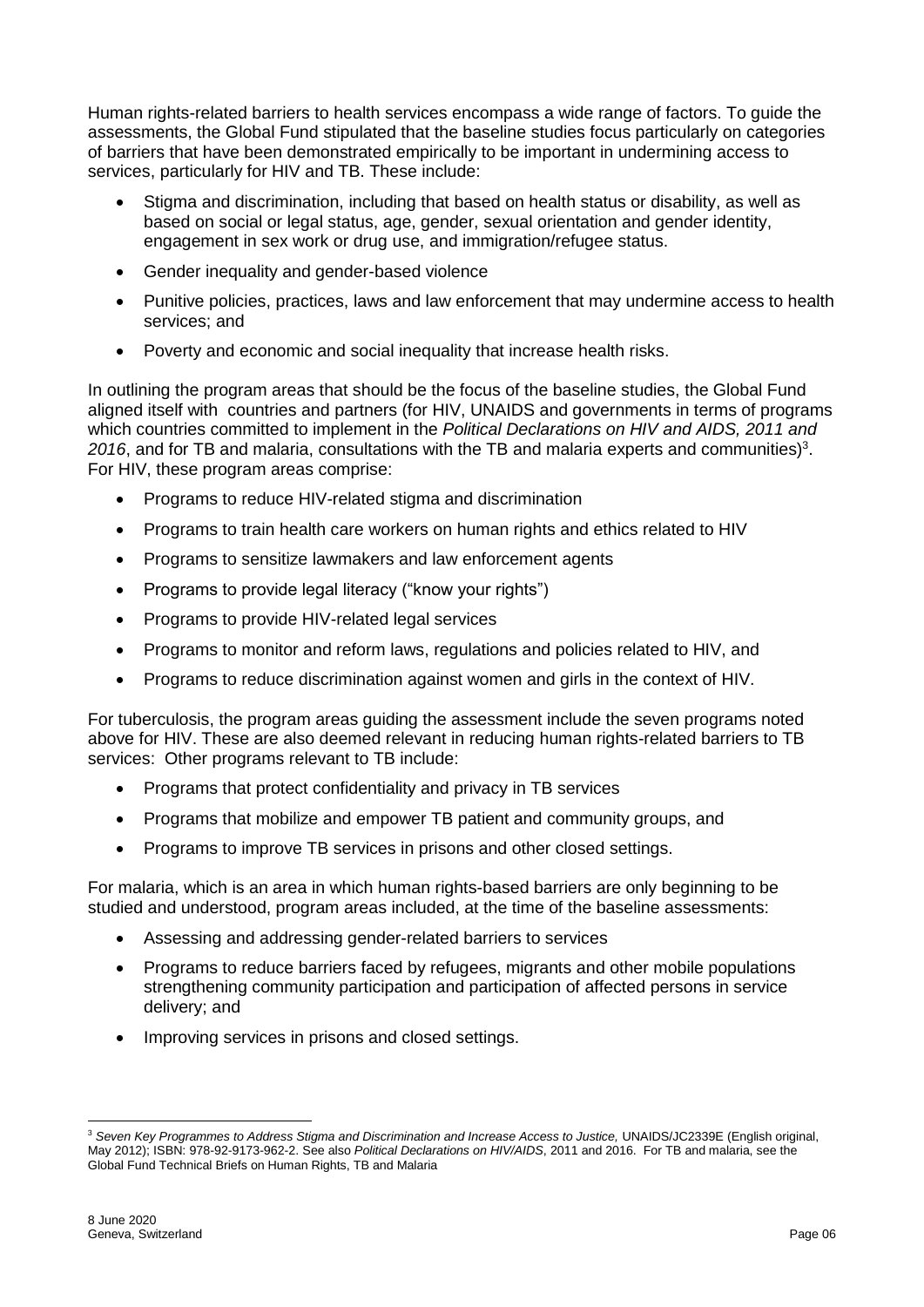Human rights-related barriers to health services encompass a wide range of factors. To guide the assessments, the Global Fund stipulated that the baseline studies focus particularly on categories of barriers that have been demonstrated empirically to be important in undermining access to services, particularly for HIV and TB. These include:

- Stigma and discrimination, including that based on health status or disability, as well as based on social or legal status, age, gender, sexual orientation and gender identity, engagement in sex work or drug use, and immigration/refugee status.
- Gender inequality and gender-based violence
- Punitive policies, practices, laws and law enforcement that may undermine access to health services; and
- Poverty and economic and social inequality that increase health risks.

In outlining the program areas that should be the focus of the baseline studies, the Global Fund aligned itself with countries and partners (for HIV, UNAIDS and governments in terms of programs which countries committed to implement in the *Political Declarations on HIV and AIDS, 2011 and 2016*, and for TB and malaria, consultations with the TB and malaria experts and communities)[3]. For HIV, these program areas comprise:

- Programs to reduce HIV-related stigma and discrimination
- Programs to train health care workers on human rights and ethics related to HIV
- Programs to sensitize lawmakers and law enforcement agents
- Programs to provide legal literacy ("know your rights")
- Programs to provide HIV-related legal services
- Programs to monitor and reform laws, regulations and policies related to HIV, and
- Programs to reduce discrimination against women and girls in the context of HIV.

For tuberculosis, the program areas guiding the assessment include the seven programs noted above for HIV. These are also deemed relevant in reducing human rights-related barriers to TB services: Other programs relevant to TB include:

- Programs that protect confidentiality and privacy in TB services
- Programs that mobilize and empower TB patient and community groups, and
- Programs to improve TB services in prisons and other closed settings.

For malaria, which is an area in which human rights-based barriers are only beginning to be studied and understood, program areas included, at the time of the baseline assessments:

- Assessing and addressing gender-related barriers to services
- Programs to reduce barriers faced by refugees, migrants and other mobile populations strengthening community participation and participation of affected persons in service delivery; and
- Improving services in prisons and closed settings.

[3] *Seven Key Programmes to Address Stigma and Discrimination and Increase Access to Justice,* UNAIDS/JC2339E (English original, May 2012); ISBN: 978-92-9173-962-2. See also *Political Declarations on HIV/AIDS*, 2011 and 2016. For TB and malaria, see the Global Fund Technical Briefs on Human Rights, TB and Malaria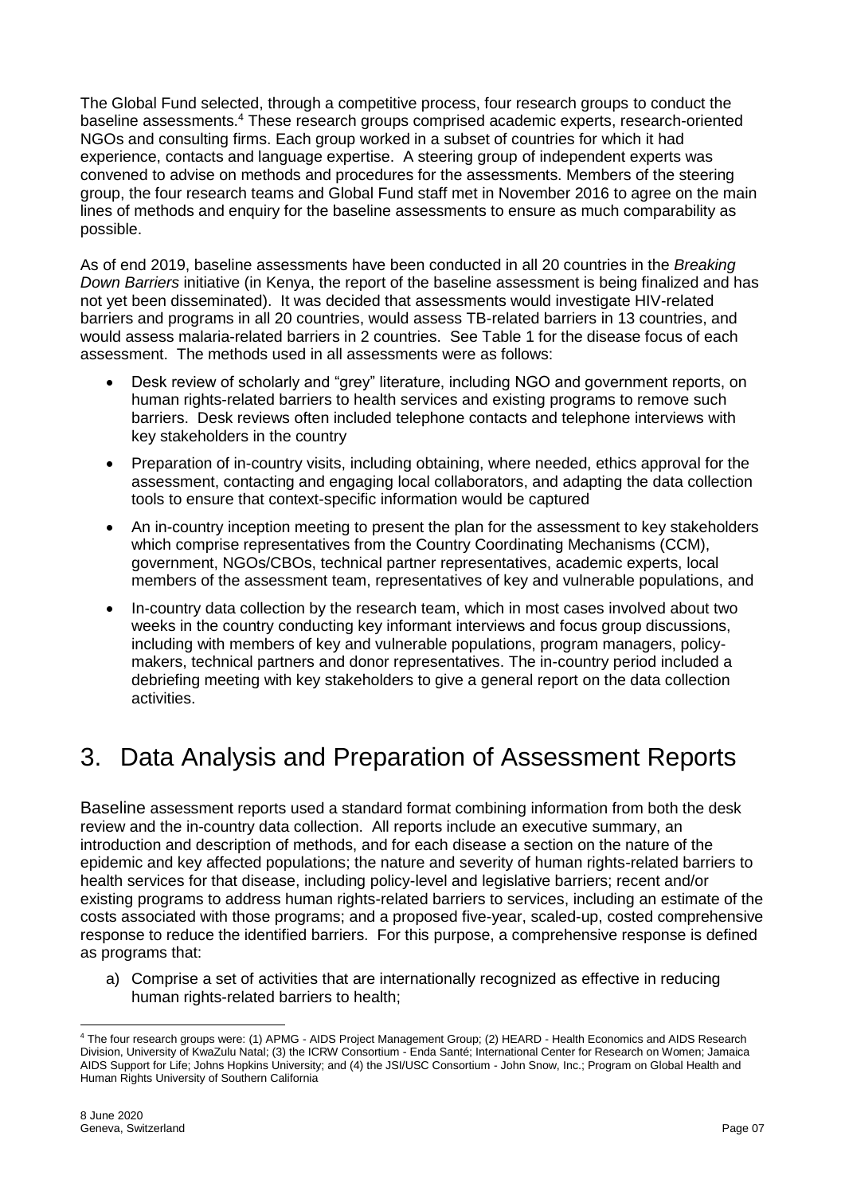The Global Fund selected, through a competitive process, four research groups to conduct the baseline assessments.[4] These research groups comprised academic experts, research-oriented NGOs and consulting firms. Each group worked in a subset of countries for which it had experience, contacts and language expertise. A steering group of independent experts was convened to advise on methods and procedures for the assessments. Members of the steering group, the four research teams and Global Fund staff met in November 2016 to agree on the main lines of methods and enquiry for the baseline assessments to ensure as much comparability as possible.

As of end 2019, baseline assessments have been conducted in all 20 countries in the *Breaking Down Barriers* initiative (in Kenya, the report of the baseline assessment is being finalized and has not yet been disseminated). It was decided that assessments would investigate HIV-related barriers and programs in all 20 countries, would assess TB-related barriers in 13 countries, and would assess malaria-related barriers in 2 countries. See Table 1 for the disease focus of each assessment. The methods used in all assessments were as follows:

- Desk review of scholarly and "grey" literature, including NGO and government reports, on human rights-related barriers to health services and existing programs to remove such barriers. Desk reviews often included telephone contacts and telephone interviews with key stakeholders in the country
- Preparation of in-country visits, including obtaining, where needed, ethics approval for the assessment, contacting and engaging local collaborators, and adapting the data collection tools to ensure that context-specific information would be captured
- An in-country inception meeting to present the plan for the assessment to key stakeholders which comprise representatives from the Country Coordinating Mechanisms (CCM), government, NGOs/CBOs, technical partner representatives, academic experts, local members of the assessment team, representatives of key and vulnerable populations, and
- In-country data collection by the research team, which in most cases involved about two weeks in the country conducting key informant interviews and focus group discussions, including with members of key and vulnerable populations, program managers, policy-makers, technical partners and donor representatives. The in-country period included a debriefing meeting with key stakeholders to give a general report on the data collection activities.

# 3. Data Analysis and Preparation of Assessment Reports

Baseline assessment reports used a standard format combining information from both the desk review and the in-country data collection. All reports include an executive summary, an introduction and description of methods, and for each disease a section on the nature of the epidemic and key affected populations; the nature and severity of human rights-related barriers to health services for that disease, including policy-level and legislative barriers; recent and/or existing programs to address human rights-related barriers to services, including an estimate of the costs associated with those programs; and a proposed five-year, scaled-up, costed comprehensive response to reduce the identified barriers. For this purpose, a comprehensive response is defined as programs that:

a) Comprise a set of activities that are internationally recognized as effective in reducing human rights-related barriers to health;

[4] The four research groups were: (1) APMG - AIDS Project Management Group; (2) HEARD - Health Economics and AIDS Research Division, University of KwaZulu Natal; (3) the ICRW Consortium - Enda Santé; International Center for Research on Women; Jamaica AIDS Support for Life; Johns Hopkins University; and (4) the JSI/USC Consortium - John Snow, Inc.; Program on Global Health and Human Rights University of Southern California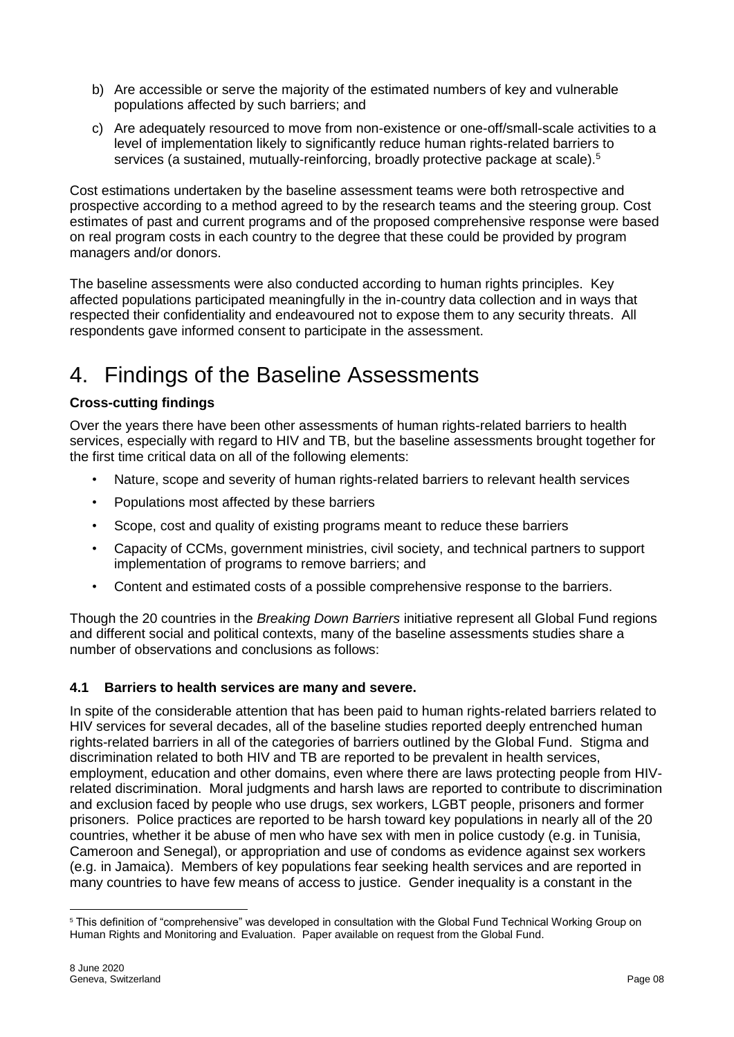b) Are accessible or serve the majority of the estimated numbers of key and vulnerable populations affected by such barriers; and

c) Are adequately resourced to move from non-existence or one-off/small-scale activities to a level of implementation likely to significantly reduce human rights-related barriers to services (a sustained, mutually-reinforcing, broadly protective package at scale).[5]

Cost estimations undertaken by the baseline assessment teams were both retrospective and prospective according to a method agreed to by the research teams and the steering group. Cost estimates of past and current programs and of the proposed comprehensive response were based on real program costs in each country to the degree that these could be provided by program managers and/or donors.

The baseline assessments were also conducted according to human rights principles. Key affected populations participated meaningfully in the in-country data collection and in ways that respected their confidentiality and endeavoured not to expose them to any security threats. All respondents gave informed consent to participate in the assessment.

# 4. Findings of the Baseline Assessments

**Cross-cutting findings**

Over the years there have been other assessments of human rights-related barriers to health services, especially with regard to HIV and TB, but the baseline assessments brought together for the first time critical data on all of the following elements:

- Nature, scope and severity of human rights-related barriers to relevant health services
- Populations most affected by these barriers
- Scope, cost and quality of existing programs meant to reduce these barriers
- Capacity of CCMs, government ministries, civil society, and technical partners to support implementation of programs to remove barriers; and
- Content and estimated costs of a possible comprehensive response to the barriers.

Though the 20 countries in the *Breaking Down Barriers* initiative represent all Global Fund regions and different social and political contexts, many of the baseline assessments studies share a number of observations and conclusions as follows:

### 4.1 Barriers to health services are many and severe.

In spite of the considerable attention that has been paid to human rights-related barriers related to HIV services for several decades, all of the baseline studies reported deeply entrenched human rights-related barriers in all of the categories of barriers outlined by the Global Fund. Stigma and discrimination related to both HIV and TB are reported to be prevalent in health services, employment, education and other domains, even where there are laws protecting people from HIV-related discrimination. Moral judgments and harsh laws are reported to contribute to discrimination and exclusion faced by people who use drugs, sex workers, LGBT people, prisoners and former prisoners. Police practices are reported to be harsh toward key populations in nearly all of the 20 countries, whether it be abuse of men who have sex with men in police custody (e.g. in Tunisia, Cameroon and Senegal), or appropriation and use of condoms as evidence against sex workers (e.g. in Jamaica). Members of key populations fear seeking health services and are reported in many countries to have few means of access to justice. Gender inequality is a constant in the

[5] This definition of "comprehensive" was developed in consultation with the Global Fund Technical Working Group on Human Rights and Monitoring and Evaluation. Paper available on request from the Global Fund.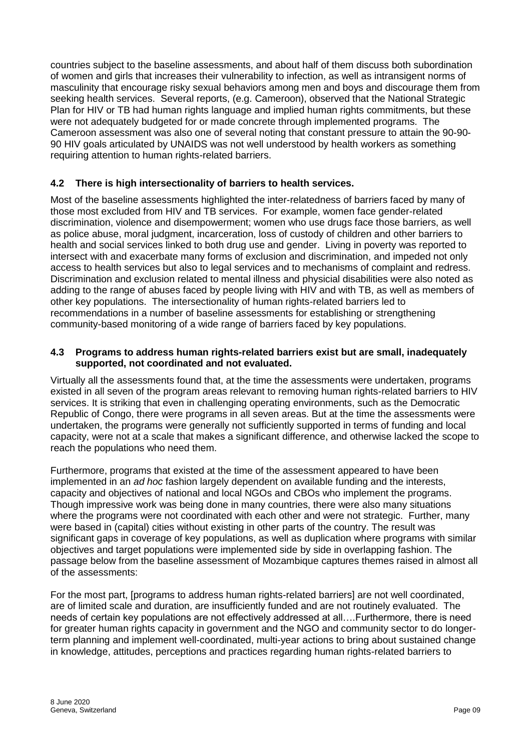countries subject to the baseline assessments, and about half of them discuss both subordination of women and girls that increases their vulnerability to infection, as well as intransigent norms of masculinity that encourage risky sexual behaviors among men and boys and discourage them from seeking health services. Several reports, (e.g. Cameroon), observed that the National Strategic Plan for HIV or TB had human rights language and implied human rights commitments, but these were not adequately budgeted for or made concrete through implemented programs. The Cameroon assessment was also one of several noting that constant pressure to attain the 90-90-90 HIV goals articulated by UNAIDS was not well understood by health workers as something requiring attention to human rights-related barriers.

### 4.2 There is high intersectionality of barriers to health services.

Most of the baseline assessments highlighted the inter-relatedness of barriers faced by many of those most excluded from HIV and TB services. For example, women face gender-related discrimination, violence and disempowerment; women who use drugs face those barriers, as well as police abuse, moral judgment, incarceration, loss of custody of children and other barriers to health and social services linked to both drug use and gender. Living in poverty was reported to intersect with and exacerbate many forms of exclusion and discrimination, and impeded not only access to health services but also to legal services and to mechanisms of complaint and redress. Discrimination and exclusion related to mental illness and physicial disabilities were also noted as adding to the range of abuses faced by people living with HIV and with TB, as well as members of other key populations. The intersectionality of human rights-related barriers led to recommendations in a number of baseline assessments for establishing or strengthening community-based monitoring of a wide range of barriers faced by key populations.

### 4.3 Programs to address human rights-related barriers exist but are small, inadequately supported, not coordinated and not evaluated.

Virtually all the assessments found that, at the time the assessments were undertaken, programs existed in all seven of the program areas relevant to removing human rights-related barriers to HIV services. It is striking that even in challenging operating environments, such as the Democratic Republic of Congo, there were programs in all seven areas. But at the time the assessments were undertaken, the programs were generally not sufficiently supported in terms of funding and local capacity, were not at a scale that makes a significant difference, and otherwise lacked the scope to reach the populations who need them.

Furthermore, programs that existed at the time of the assessment appeared to have been implemented in an *ad hoc* fashion largely dependent on available funding and the interests, capacity and objectives of national and local NGOs and CBOs who implement the programs. Though impressive work was being done in many countries, there were also many situations where the programs were not coordinated with each other and were not strategic. Further, many were based in (capital) cities without existing in other parts of the country. The result was significant gaps in coverage of key populations, as well as duplication where programs with similar objectives and target populations were implemented side by side in overlapping fashion. The passage below from the baseline assessment of Mozambique captures themes raised in almost all of the assessments:

For the most part, [programs to address human rights-related barriers] are not well coordinated, are of limited scale and duration, are insufficiently funded and are not routinely evaluated. The needs of certain key populations are not effectively addressed at all….Furthermore, there is need for greater human rights capacity in government and the NGO and community sector to do longer-term planning and implement well-coordinated, multi-year actions to bring about sustained change in knowledge, attitudes, perceptions and practices regarding human rights-related barriers to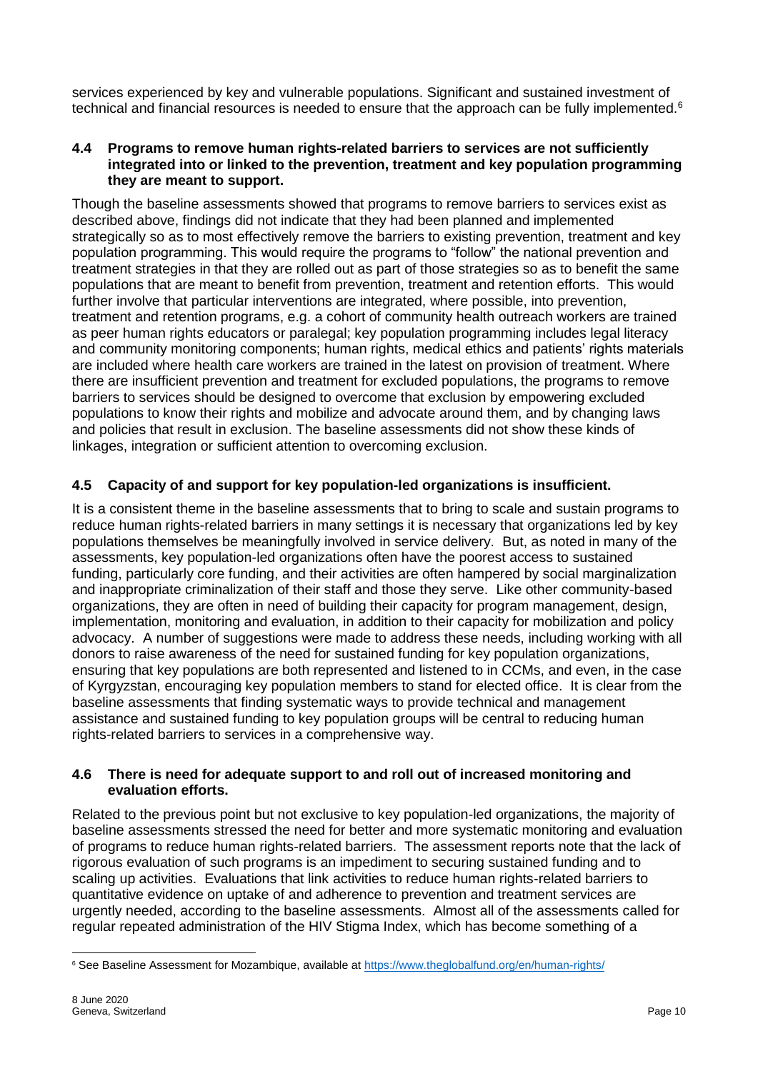services experienced by key and vulnerable populations. Significant and sustained investment of technical and financial resources is needed to ensure that the approach can be fully implemented.[6]

### 4.4 Programs to remove human rights-related barriers to services are not sufficiently integrated into or linked to the prevention, treatment and key population programming they are meant to support.

Though the baseline assessments showed that programs to remove barriers to services exist as described above, findings did not indicate that they had been planned and implemented strategically so as to most effectively remove the barriers to existing prevention, treatment and key population programming. This would require the programs to "follow" the national prevention and treatment strategies in that they are rolled out as part of those strategies so as to benefit the same populations that are meant to benefit from prevention, treatment and retention efforts. This would further involve that particular interventions are integrated, where possible, into prevention, treatment and retention programs, e.g. a cohort of community health outreach workers are trained as peer human rights educators or paralegal; key population programming includes legal literacy and community monitoring components; human rights, medical ethics and patients' rights materials are included where health care workers are trained in the latest on provision of treatment. Where there are insufficient prevention and treatment for excluded populations, the programs to remove barriers to services should be designed to overcome that exclusion by empowering excluded populations to know their rights and mobilize and advocate around them, and by changing laws and policies that result in exclusion. The baseline assessments did not show these kinds of linkages, integration or sufficient attention to overcoming exclusion.

### 4.5 Capacity of and support for key population-led organizations is insufficient.

It is a consistent theme in the baseline assessments that to bring to scale and sustain programs to reduce human rights-related barriers in many settings it is necessary that organizations led by key populations themselves be meaningfully involved in service delivery. But, as noted in many of the assessments, key population-led organizations often have the poorest access to sustained funding, particularly core funding, and their activities are often hampered by social marginalization and inappropriate criminalization of their staff and those they serve. Like other community-based organizations, they are often in need of building their capacity for program management, design, implementation, monitoring and evaluation, in addition to their capacity for mobilization and policy advocacy. A number of suggestions were made to address these needs, including working with all donors to raise awareness of the need for sustained funding for key population organizations, ensuring that key populations are both represented and listened to in CCMs, and even, in the case of Kyrgyzstan, encouraging key population members to stand for elected office. It is clear from the baseline assessments that finding systematic ways to provide technical and management assistance and sustained funding to key population groups will be central to reducing human rights-related barriers to services in a comprehensive way.

### 4.6 There is need for adequate support to and roll out of increased monitoring and evaluation efforts.

Related to the previous point but not exclusive to key population-led organizations, the majority of baseline assessments stressed the need for better and more systematic monitoring and evaluation of programs to reduce human rights-related barriers. The assessment reports note that the lack of rigorous evaluation of such programs is an impediment to securing sustained funding and to scaling up activities. Evaluations that link activities to reduce human rights-related barriers to quantitative evidence on uptake of and adherence to prevention and treatment services are urgently needed, according to the baseline assessments. Almost all of the assessments called for regular repeated administration of the HIV Stigma Index, which has become something of a

[6] See Baseline Assessment for Mozambique, available at https://www.theglobalfund.org/en/human-rights/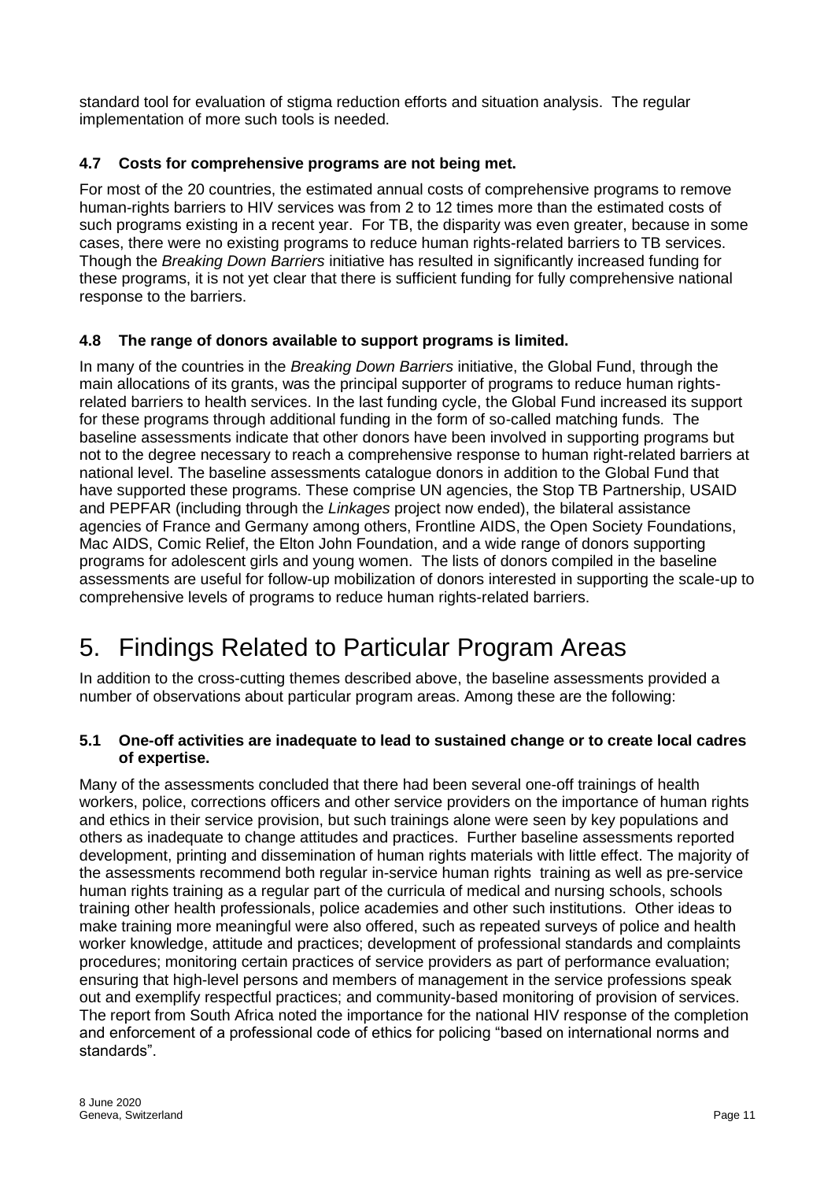standard tool for evaluation of stigma reduction efforts and situation analysis. The regular implementation of more such tools is needed.

### 4.7 Costs for comprehensive programs are not being met.

For most of the 20 countries, the estimated annual costs of comprehensive programs to remove human-rights barriers to HIV services was from 2 to 12 times more than the estimated costs of such programs existing in a recent year. For TB, the disparity was even greater, because in some cases, there were no existing programs to reduce human rights-related barriers to TB services. Though the *Breaking Down Barriers* initiative has resulted in significantly increased funding for these programs, it is not yet clear that there is sufficient funding for fully comprehensive national response to the barriers.

### 4.8 The range of donors available to support programs is limited.

In many of the countries in the *Breaking Down Barriers* initiative, the Global Fund, through the main allocations of its grants, was the principal supporter of programs to reduce human rights-related barriers to health services. In the last funding cycle, the Global Fund increased its support for these programs through additional funding in the form of so-called matching funds. The baseline assessments indicate that other donors have been involved in supporting programs but not to the degree necessary to reach a comprehensive response to human right-related barriers at national level. The baseline assessments catalogue donors in addition to the Global Fund that have supported these programs. These comprise UN agencies, the Stop TB Partnership, USAID and PEPFAR (including through the *Linkages* project now ended), the bilateral assistance agencies of France and Germany among others, Frontline AIDS, the Open Society Foundations, Mac AIDS, Comic Relief, the Elton John Foundation, and a wide range of donors supporting programs for adolescent girls and young women. The lists of donors compiled in the baseline assessments are useful for follow-up mobilization of donors interested in supporting the scale-up to comprehensive levels of programs to reduce human rights-related barriers.

# 5. Findings Related to Particular Program Areas

In addition to the cross-cutting themes described above, the baseline assessments provided a number of observations about particular program areas. Among these are the following:

### 5.1 One-off activities are inadequate to lead to sustained change or to create local cadres of expertise.

Many of the assessments concluded that there had been several one-off trainings of health workers, police, corrections officers and other service providers on the importance of human rights and ethics in their service provision, but such trainings alone were seen by key populations and others as inadequate to change attitudes and practices. Further baseline assessments reported development, printing and dissemination of human rights materials with little effect. The majority of the assessments recommend both regular in-service human rights training as well as pre-service human rights training as a regular part of the curricula of medical and nursing schools, schools training other health professionals, police academies and other such institutions. Other ideas to make training more meaningful were also offered, such as repeated surveys of police and health worker knowledge, attitude and practices; development of professional standards and complaints procedures; monitoring certain practices of service providers as part of performance evaluation; ensuring that high-level persons and members of management in the service professions speak out and exemplify respectful practices; and community-based monitoring of provision of services. The report from South Africa noted the importance for the national HIV response of the completion and enforcement of a professional code of ethics for policing "based on international norms and standards".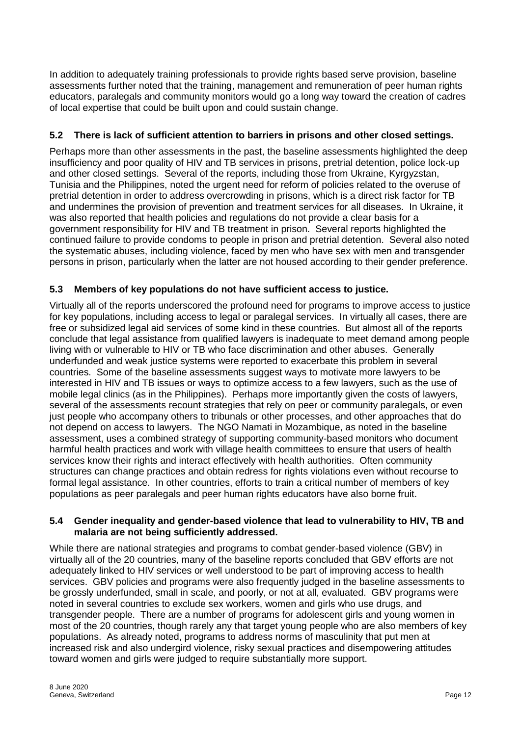In addition to adequately training professionals to provide rights based serve provision, baseline assessments further noted that the training, management and remuneration of peer human rights educators, paralegals and community monitors would go a long way toward the creation of cadres of local expertise that could be built upon and could sustain change.

### 5.2 There is lack of sufficient attention to barriers in prisons and other closed settings.

Perhaps more than other assessments in the past, the baseline assessments highlighted the deep insufficiency and poor quality of HIV and TB services in prisons, pretrial detention, police lock-up and other closed settings. Several of the reports, including those from Ukraine, Kyrgyzstan, Tunisia and the Philippines, noted the urgent need for reform of policies related to the overuse of pretrial detention in order to address overcrowding in prisons, which is a direct risk factor for TB and undermines the provision of prevention and treatment services for all diseases. In Ukraine, it was also reported that health policies and regulations do not provide a clear basis for a government responsibility for HIV and TB treatment in prison. Several reports highlighted the continued failure to provide condoms to people in prison and pretrial detention. Several also noted the systematic abuses, including violence, faced by men who have sex with men and transgender persons in prison, particularly when the latter are not housed according to their gender preference.

### 5.3 Members of key populations do not have sufficient access to justice.

Virtually all of the reports underscored the profound need for programs to improve access to justice for key populations, including access to legal or paralegal services. In virtually all cases, there are free or subsidized legal aid services of some kind in these countries. But almost all of the reports conclude that legal assistance from qualified lawyers is inadequate to meet demand among people living with or vulnerable to HIV or TB who face discrimination and other abuses. Generally underfunded and weak justice systems were reported to exacerbate this problem in several countries. Some of the baseline assessments suggest ways to motivate more lawyers to be interested in HIV and TB issues or ways to optimize access to a few lawyers, such as the use of mobile legal clinics (as in the Philippines). Perhaps more importantly given the costs of lawyers, several of the assessments recount strategies that rely on peer or community paralegals, or even just people who accompany others to tribunals or other processes, and other approaches that do not depend on access to lawyers. The NGO Namati in Mozambique, as noted in the baseline assessment, uses a combined strategy of supporting community-based monitors who document harmful health practices and work with village health committees to ensure that users of health services know their rights and interact effectively with health authorities. Often community structures can change practices and obtain redress for rights violations even without recourse to formal legal assistance. In other countries, efforts to train a critical number of members of key populations as peer paralegals and peer human rights educators have also borne fruit.

### 5.4 Gender inequality and gender-based violence that lead to vulnerability to HIV, TB and malaria are not being sufficiently addressed.

While there are national strategies and programs to combat gender-based violence (GBV) in virtually all of the 20 countries, many of the baseline reports concluded that GBV efforts are not adequately linked to HIV services or well understood to be part of improving access to health services. GBV policies and programs were also frequently judged in the baseline assessments to be grossly underfunded, small in scale, and poorly, or not at all, evaluated. GBV programs were noted in several countries to exclude sex workers, women and girls who use drugs, and transgender people. There are a number of programs for adolescent girls and young women in most of the 20 countries, though rarely any that target young people who are also members of key populations. As already noted, programs to address norms of masculinity that put men at increased risk and also undergird violence, risky sexual practices and disempowering attitudes toward women and girls were judged to require substantially more support.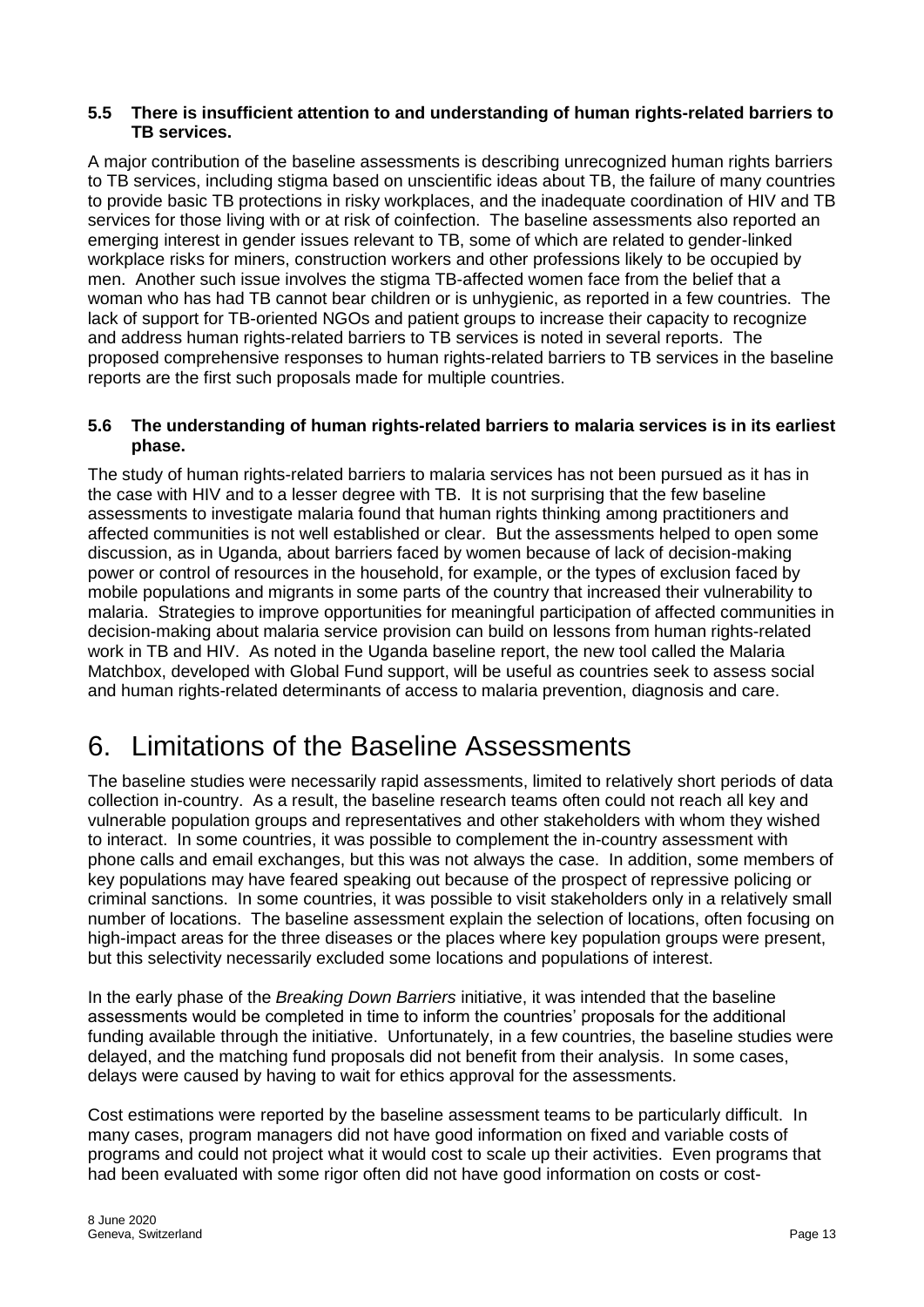### 5.5 There is insufficient attention to and understanding of human rights-related barriers to TB services.

A major contribution of the baseline assessments is describing unrecognized human rights barriers to TB services, including stigma based on unscientific ideas about TB, the failure of many countries to provide basic TB protections in risky workplaces, and the inadequate coordination of HIV and TB services for those living with or at risk of coinfection. The baseline assessments also reported an emerging interest in gender issues relevant to TB, some of which are related to gender-linked workplace risks for miners, construction workers and other professions likely to be occupied by men. Another such issue involves the stigma TB-affected women face from the belief that a woman who has had TB cannot bear children or is unhygienic, as reported in a few countries. The lack of support for TB-oriented NGOs and patient groups to increase their capacity to recognize and address human rights-related barriers to TB services is noted in several reports. The proposed comprehensive responses to human rights-related barriers to TB services in the baseline reports are the first such proposals made for multiple countries.

### 5.6 The understanding of human rights-related barriers to malaria services is in its earliest phase.

The study of human rights-related barriers to malaria services has not been pursued as it has in the case with HIV and to a lesser degree with TB. It is not surprising that the few baseline assessments to investigate malaria found that human rights thinking among practitioners and affected communities is not well established or clear. But the assessments helped to open some discussion, as in Uganda, about barriers faced by women because of lack of decision-making power or control of resources in the household, for example, or the types of exclusion faced by mobile populations and migrants in some parts of the country that increased their vulnerability to malaria. Strategies to improve opportunities for meaningful participation of affected communities in decision-making about malaria service provision can build on lessons from human rights-related work in TB and HIV. As noted in the Uganda baseline report, the new tool called the Malaria Matchbox, developed with Global Fund support, will be useful as countries seek to assess social and human rights-related determinants of access to malaria prevention, diagnosis and care.

# 6. Limitations of the Baseline Assessments

The baseline studies were necessarily rapid assessments, limited to relatively short periods of data collection in-country. As a result, the baseline research teams often could not reach all key and vulnerable population groups and representatives and other stakeholders with whom they wished to interact. In some countries, it was possible to complement the in-country assessment with phone calls and email exchanges, but this was not always the case. In addition, some members of key populations may have feared speaking out because of the prospect of repressive policing or criminal sanctions. In some countries, it was possible to visit stakeholders only in a relatively small number of locations. The baseline assessment explain the selection of locations, often focusing on high-impact areas for the three diseases or the places where key population groups were present, but this selectivity necessarily excluded some locations and populations of interest.

In the early phase of the *Breaking Down Barriers* initiative, it was intended that the baseline assessments would be completed in time to inform the countries' proposals for the additional funding available through the initiative. Unfortunately, in a few countries, the baseline studies were delayed, and the matching fund proposals did not benefit from their analysis. In some cases, delays were caused by having to wait for ethics approval for the assessments.

Cost estimations were reported by the baseline assessment teams to be particularly difficult. In many cases, program managers did not have good information on fixed and variable costs of programs and could not project what it would cost to scale up their activities. Even programs that had been evaluated with some rigor often did not have good information on costs or cost-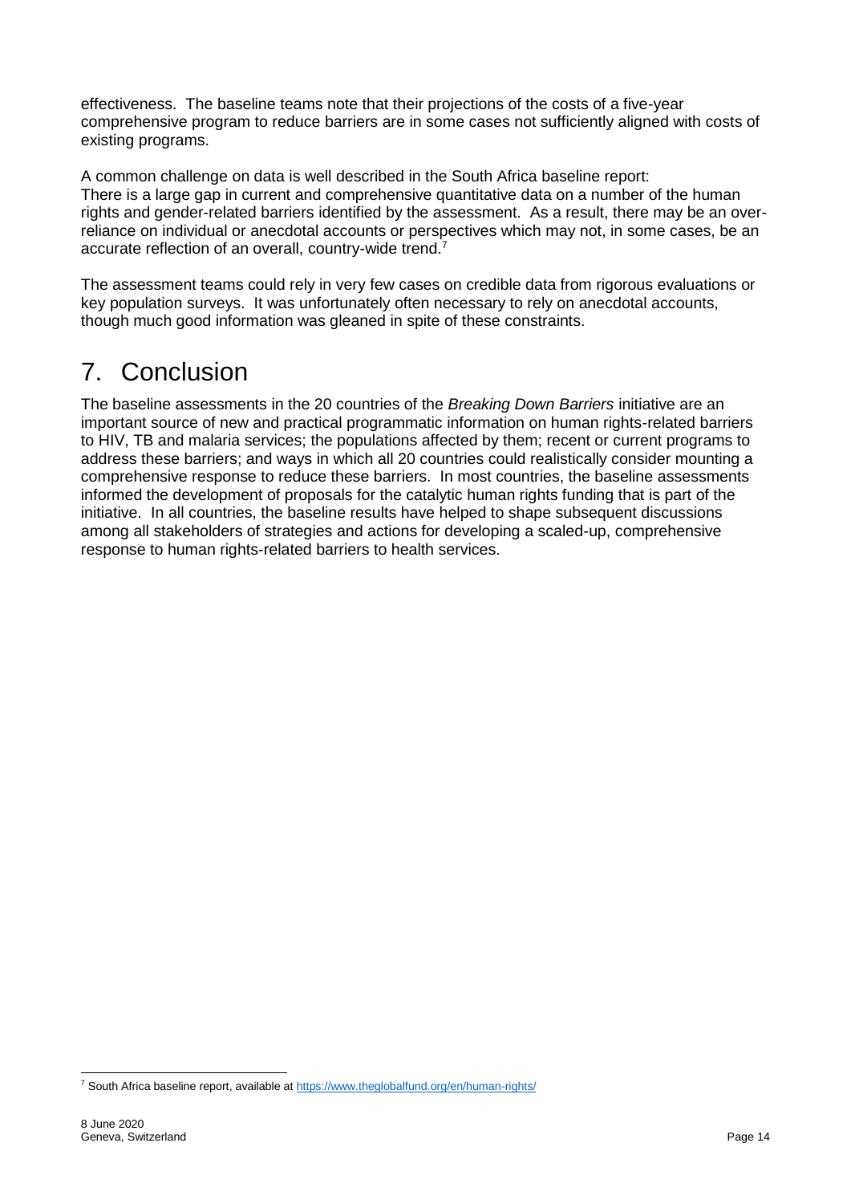effectiveness. The baseline teams note that their projections of the costs of a five-year comprehensive program to reduce barriers are in some cases not sufficiently aligned with costs of existing programs.

A common challenge on data is well described in the South Africa baseline report:
There is a large gap in current and comprehensive quantitative data on a number of the human rights and gender-related barriers identified by the assessment. As a result, there may be an over-reliance on individual or anecdotal accounts or perspectives which may not, in some cases, be an accurate reflection of an overall, country-wide trend.[7]

The assessment teams could rely in very few cases on credible data from rigorous evaluations or key population surveys. It was unfortunately often necessary to rely on anecdotal accounts, though much good information was gleaned in spite of these constraints.

# 7. Conclusion

The baseline assessments in the 20 countries of the *Breaking Down Barriers* initiative are an important source of new and practical programmatic information on human rights-related barriers to HIV, TB and malaria services; the populations affected by them; recent or current programs to address these barriers; and ways in which all 20 countries could realistically consider mounting a comprehensive response to reduce these barriers. In most countries, the baseline assessments informed the development of proposals for the catalytic human rights funding that is part of the initiative. In all countries, the baseline results have helped to shape subsequent discussions among all stakeholders of strategies and actions for developing a scaled-up, comprehensive response to human rights-related barriers to health services.

[7] South Africa baseline report, available at https://www.theglobalfund.org/en/human-rights/

8 June 2020
Geneva, Switzerland